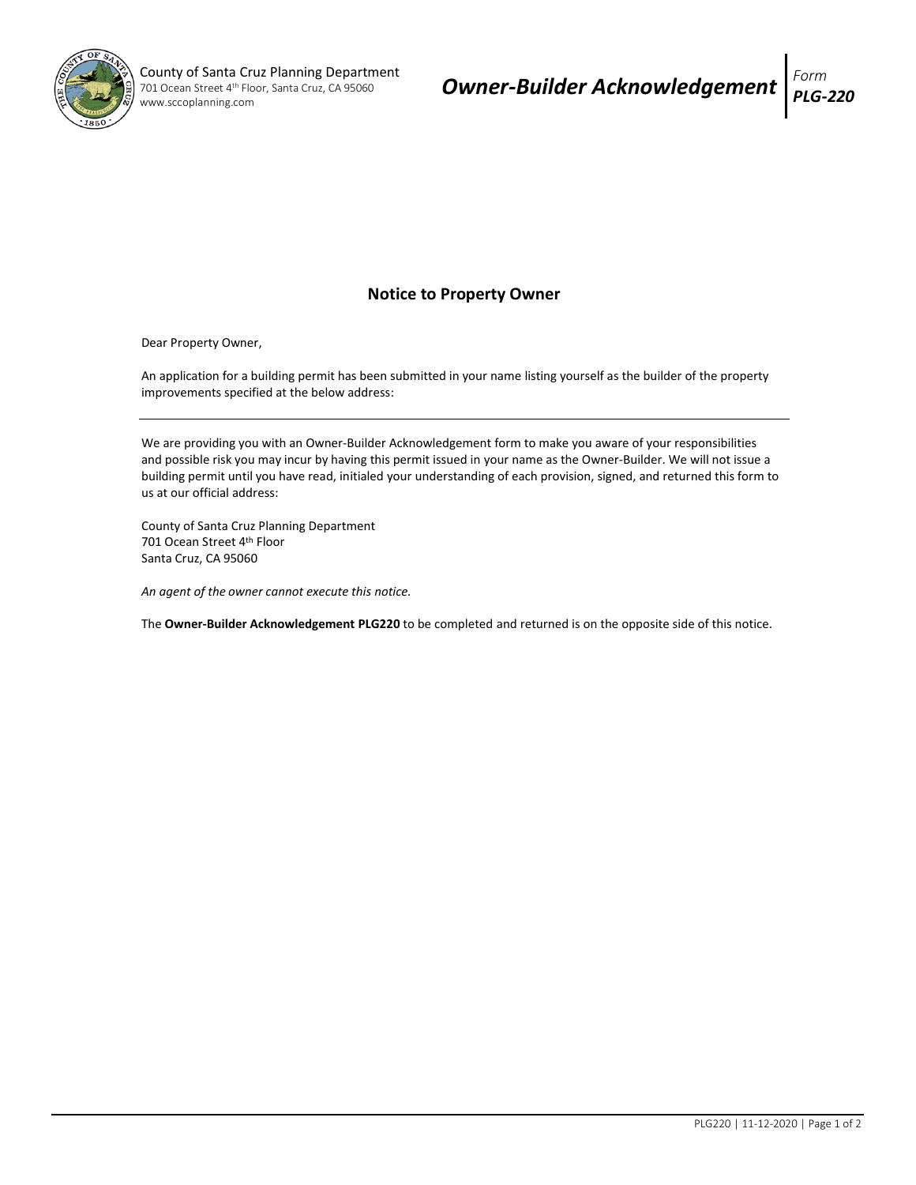County of Santa Cruz Planning Department
701 Ocean Street 4th Floor, Santa Cruz, CA 95060
www.sccoplanning.com

# *Owner-Builder Acknowledgement*

*Form* ***PLG-220***

## Notice to Property Owner

Dear Property Owner,

An application for a building permit has been submitted in your name listing yourself as the builder of the property improvements specified at the below address:

______________________________________________________________________________

We are providing you with an Owner-Builder Acknowledgement form to make you aware of your responsibilities and possible risk you may incur by having this permit issued in your name as the Owner-Builder. We will not issue a building permit until you have read, initialed your understanding of each provision, signed, and returned this form to us at our official address:

County of Santa Cruz Planning Department
701 Ocean Street 4th Floor
Santa Cruz, CA 95060

*An agent of the owner cannot execute this notice.*

The **Owner-Builder Acknowledgement PLG220** to be completed and returned is on the opposite side of this notice.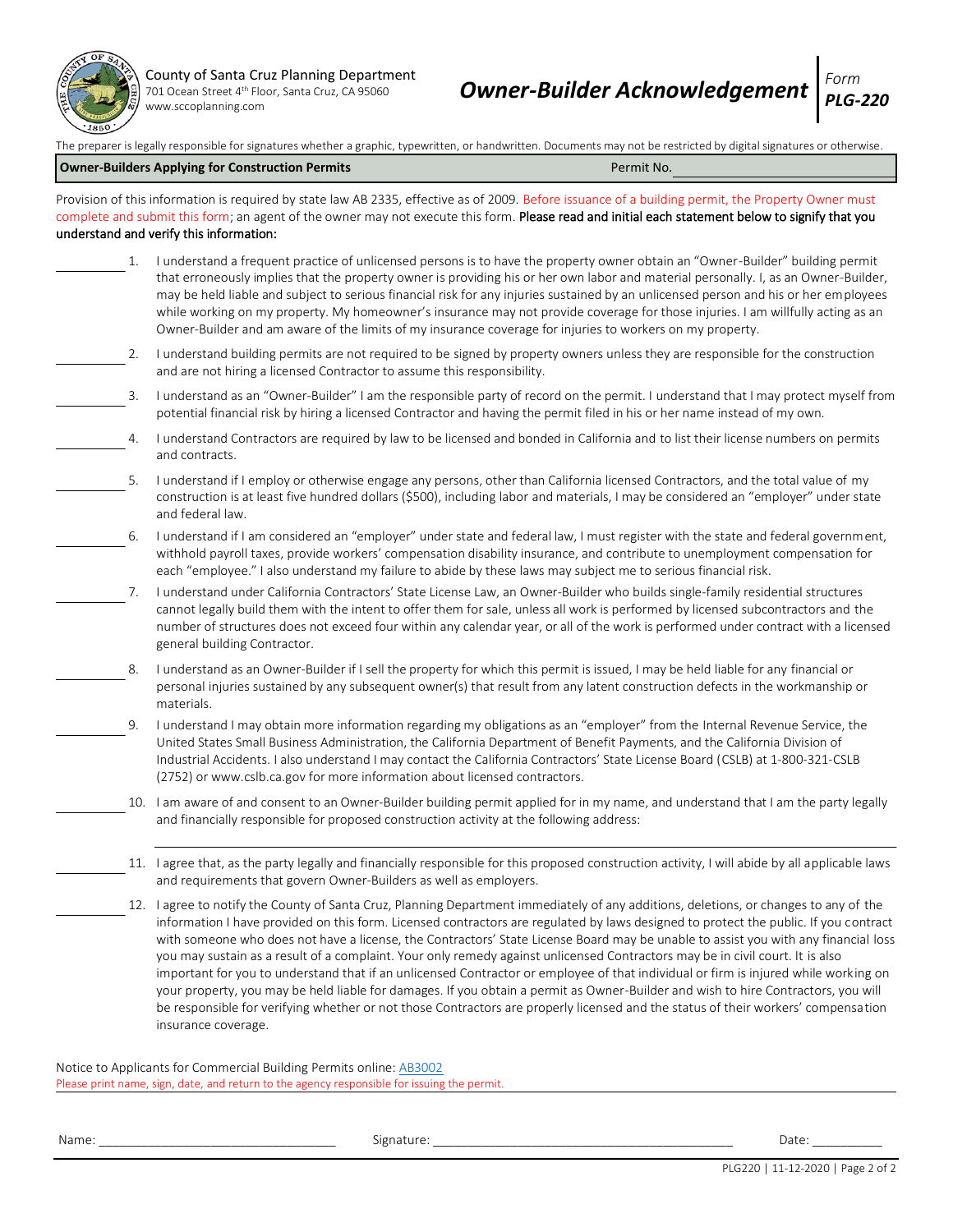County of Santa Cruz Planning Department
701 Ocean Street 4th Floor, Santa Cruz, CA 95060
www.sccoplanning.com

# Owner-Builder Acknowledgement

*Form* ***PLG-220***

The preparer is legally responsible for signatures whether a graphic, typewritten, or handwritten. Documents may not be restricted by digital signatures or otherwise.

**Owner-Builders Applying for Construction Permits** Permit No. ____________________

Provision of this information is required by state law AB 2335, effective as of 2009. Before issuance of a building permit, the Property Owner must complete and submit this form; an agent of the owner may not execute this form. **Please read and initial each statement below to signify that you understand and verify this information:**

_________ 1. I understand a frequent practice of unlicensed persons is to have the property owner obtain an "Owner-Builder" building permit that erroneously implies that the property owner is providing his or her own labor and material personally. I, as an Owner-Builder, may be held liable and subject to serious financial risk for any injuries sustained by an unlicensed person and his or her employees while working on my property. My homeowner's insurance may not provide coverage for those injuries. I am willfully acting as an Owner-Builder and am aware of the limits of my insurance coverage for injuries to workers on my property.

_________ 2. I understand building permits are not required to be signed by property owners unless they are responsible for the construction and are not hiring a licensed Contractor to assume this responsibility.

_________ 3. I understand as an "Owner-Builder" I am the responsible party of record on the permit. I understand that I may protect myself from potential financial risk by hiring a licensed Contractor and having the permit filed in his or her name instead of my own.

_________ 4. I understand Contractors are required by law to be licensed and bonded in California and to list their license numbers on permits and contracts.

_________ 5. I understand if I employ or otherwise engage any persons, other than California licensed Contractors, and the total value of my construction is at least five hundred dollars ($500), including labor and materials, I may be considered an "employer" under state and federal law.

_________ 6. I understand if I am considered an "employer" under state and federal law, I must register with the state and federal government, withhold payroll taxes, provide workers' compensation disability insurance, and contribute to unemployment compensation for each "employee." I also understand my failure to abide by these laws may subject me to serious financial risk.

_________ 7. I understand under California Contractors' State License Law, an Owner-Builder who builds single-family residential structures cannot legally build them with the intent to offer them for sale, unless all work is performed by licensed subcontractors and the number of structures does not exceed four within any calendar year, or all of the work is performed under contract with a licensed general building Contractor.

_________ 8. I understand as an Owner-Builder if I sell the property for which this permit is issued, I may be held liable for any financial or personal injuries sustained by any subsequent owner(s) that result from any latent construction defects in the workmanship or materials.

_________ 9. I understand I may obtain more information regarding my obligations as an "employer" from the Internal Revenue Service, the United States Small Business Administration, the California Department of Benefit Payments, and the California Division of Industrial Accidents. I also understand I may contact the California Contractors' State License Board (CSLB) at 1-800-321-CSLB (2752) or www.cslb.ca.gov for more information about licensed contractors.

_________ 10. I am aware of and consent to an Owner-Builder building permit applied for in my name, and understand that I am the party legally and financially responsible for proposed construction activity at the following address:

______________________________________________________________

_________ 11. I agree that, as the party legally and financially responsible for this proposed construction activity, I will abide by all applicable laws and requirements that govern Owner-Builders as well as employers.

_________ 12. I agree to notify the County of Santa Cruz, Planning Department immediately of any additions, deletions, or changes to any of the information I have provided on this form. Licensed contractors are regulated by laws designed to protect the public. If you contract with someone who does not have a license, the Contractors' State License Board may be unable to assist you with any financial loss you may sustain as a result of a complaint. Your only remedy against unlicensed Contractors may be in civil court. It is also important for you to understand that if an unlicensed Contractor or employee of that individual or firm is injured while working on your property, you may be held liable for damages. If you obtain a permit as Owner-Builder and wish to hire Contractors, you will be responsible for verifying whether or not those Contractors are properly licensed and the status of their workers' compensation insurance coverage.

Notice to Applicants for Commercial Building Permits online: [AB3002]

Please print name, sign, date, and return to the agency responsible for issuing the permit.

Name: ________________________________ Signature: ________________________________________ Date: __________

PLG220 | 11-12-2020